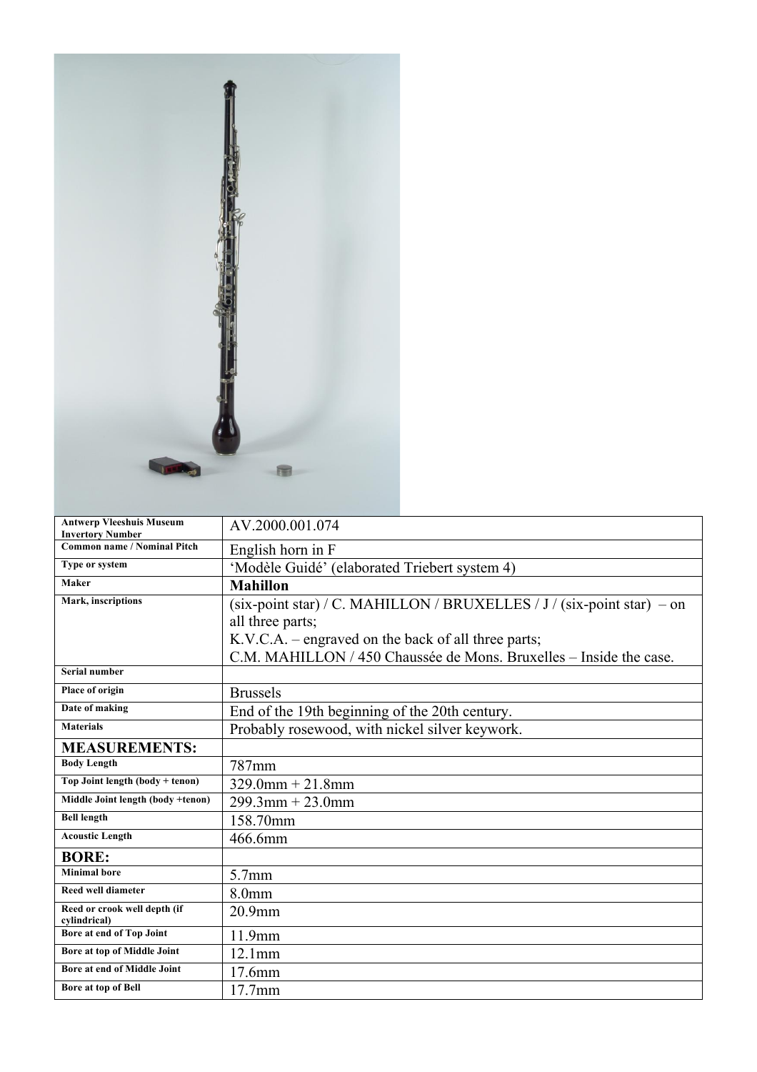| Antwerp Vleeshuis Museum Invertory Number | AV.2000.001.074 |
|---|---|
| Common name / Nominal Pitch | English horn in F |
| Type or system | 'Modèle Guidé' (elaborated Triebert system 4) |
| Maker | **Mahillon** |
| Mark, inscriptions | (six-point star) / C. MAHILLON / BRUXELLES / J / (six-point star) – on all three parts; K.V.C.A. – engraved on the back of all three parts; C.M. MAHILLON / 450 Chaussée de Mons. Bruxelles – Inside the case. |
| Serial number | |
| Place of origin | Brussels |
| Date of making | End of the 19th beginning of the 20th century. |
| Materials | Probably rosewood, with nickel silver keywork. |
| **MEASUREMENTS:** | |
| Body Length | 787mm |
| Top Joint length (body + tenon) | 329.0mm + 21.8mm |
| Middle Joint length (body +tenon) | 299.3mm + 23.0mm |
| Bell length | 158.70mm |
| Acoustic Length | 466.6mm |
| **BORE:** | |
| Minimal bore | 5.7mm |
| Reed well diameter | 8.0mm |
| Reed or crook well depth (if cylindrical) | 20.9mm |
| Bore at end of Top Joint | 11.9mm |
| Bore at top of Middle Joint | 12.1mm |
| Bore at end of Middle Joint | 17.6mm |
| Bore at top of Bell | 17.7mm |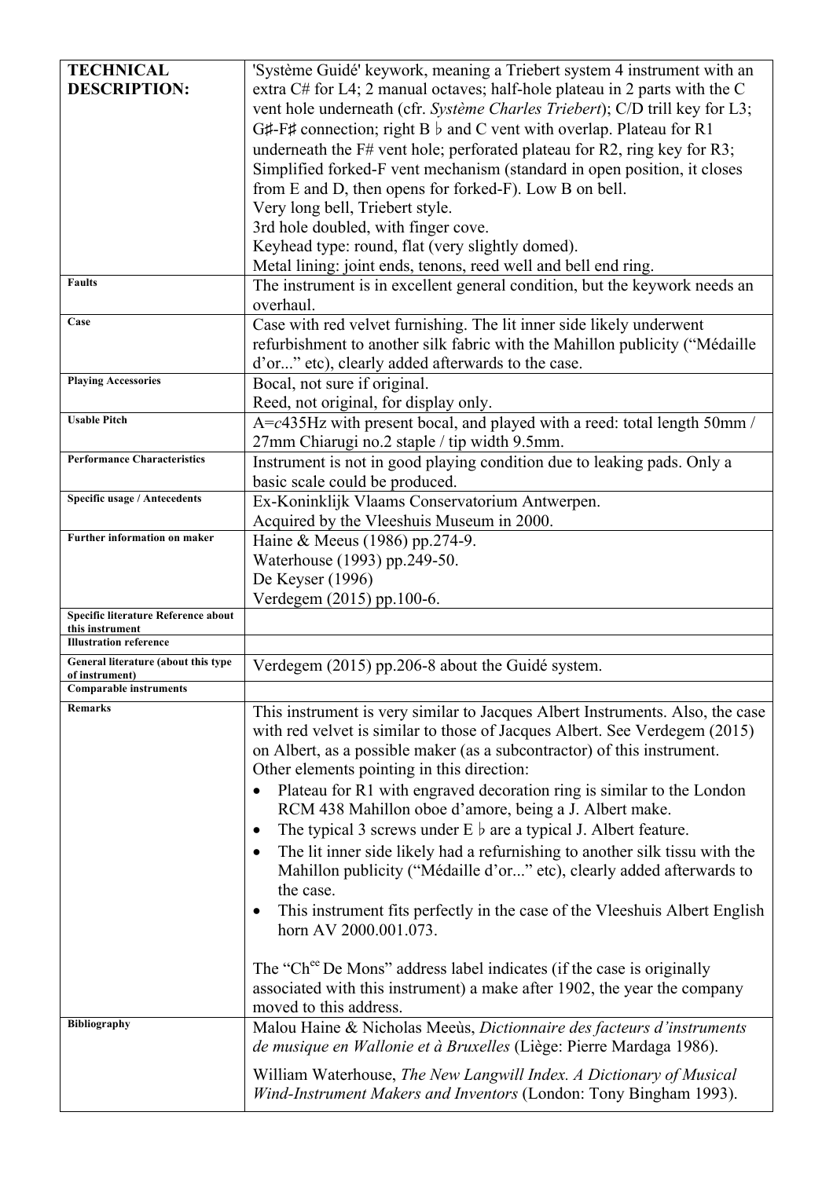| | |
|---|---|
| **TECHNICAL DESCRIPTION:** | 'Système Guidé' keywork, meaning a Triebert system 4 instrument with an extra C# for L4; 2 manual octaves; half-hole plateau in 2 parts with the C vent hole underneath (cfr. *Système Charles Triebert*); C/D trill key for L3; G♯-F♯ connection; right B♭ and C vent with overlap. Plateau for R1 underneath the F# vent hole; perforated plateau for R2, ring key for R3; Simplified forked-F vent mechanism (standard in open position, it closes from E and D, then opens for forked-F). Low B on bell.<br>Very long bell, Triebert style.<br>3rd hole doubled, with finger cove.<br>Keyhead type: round, flat (very slightly domed).<br>Metal lining: joint ends, tenons, reed well and bell end ring. |
| **Faults** | The instrument is in excellent general condition, but the keywork needs an overhaul. |
| **Case** | Case with red velvet furnishing. The lit inner side likely underwent refurbishment to another silk fabric with the Mahillon publicity ("Médaille d'or..." etc), clearly added afterwards to the case. |
| **Playing Accessories** | Bocal, not sure if original.<br>Reed, not original, for display only. |
| **Usable Pitch** | A=*c*435Hz with present bocal, and played with a reed: total length 50mm / 27mm Chiarugi no.2 staple / tip width 9.5mm. |
| **Performance Characteristics** | Instrument is not in good playing condition due to leaking pads. Only a basic scale could be produced. |
| **Specific usage / Antecedents** | Ex-Koninklijk Vlaams Conservatorium Antwerpen.<br>Acquired by the Vleeshuis Museum in 2000. |
| **Further information on maker** | Haine & Meeus (1986) pp.274-9.<br>Waterhouse (1993) pp.249-50.<br>De Keyser (1996)<br>Verdegem (2015) pp.100-6. |
| **Specific literature Reference about this instrument** | |
| **Illustration reference** | |
| **General literature (about this type of instrument)** | Verdegem (2015) pp.206-8 about the Guidé system. |
| **Comparable instruments** | |
| **Remarks** | This instrument is very similar to Jacques Albert Instruments. Also, the case with red velvet is similar to those of Jacques Albert. See Verdegem (2015) on Albert, as a possible maker (as a subcontractor) of this instrument.<br>Other elements pointing in this direction:<br>• Plateau for R1 with engraved decoration ring is similar to the London RCM 438 Mahillon oboe d'amore, being a J. Albert make.<br>• The typical 3 screws under E♭ are a typical J. Albert feature.<br>• The lit inner side likely had a refurnishing to another silk tissu with the Mahillon publicity ("Médaille d'or..." etc), clearly added afterwards to the case.<br>• This instrument fits perfectly in the case of the Vleeshuis Albert English horn AV 2000.001.073.<br><br>The "Ch[ee] De Mons" address label indicates (if the case is originally associated with this instrument) a make after 1902, the year the company moved to this address. |
| **Bibliography** | Malou Haine & Nicholas Meeùs, *Dictionnaire des facteurs d'instruments de musique en Wallonie et à Bruxelles* (Liège: Pierre Mardaga 1986).<br><br>William Waterhouse, *The New Langwill Index. A Dictionary of Musical Wind-Instrument Makers and Inventors* (London: Tony Bingham 1993). |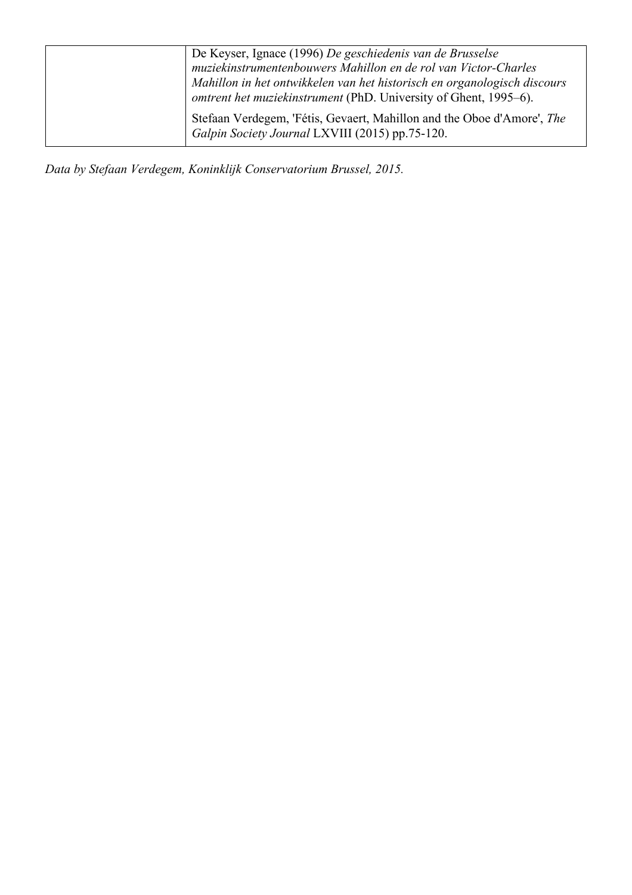| | |
|---|---|
| | De Keyser, Ignace (1996) *De geschiedenis van de Brusselse muziekinstrumentenbouwers Mahillon en de rol van Victor-Charles Mahillon in het ontwikkelen van het historisch en organologisch discours omtrent het muziekinstrument* (PhD. University of Ghent, 1995–6).<br><br>Stefaan Verdegem, 'Fétis, Gevaert, Mahillon and the Oboe d'Amore', *The Galpin Society Journal* LXVIII (2015) pp.75-120. |

*Data by Stefaan Verdegem, Koninklijk Conservatorium Brussel, 2015.*